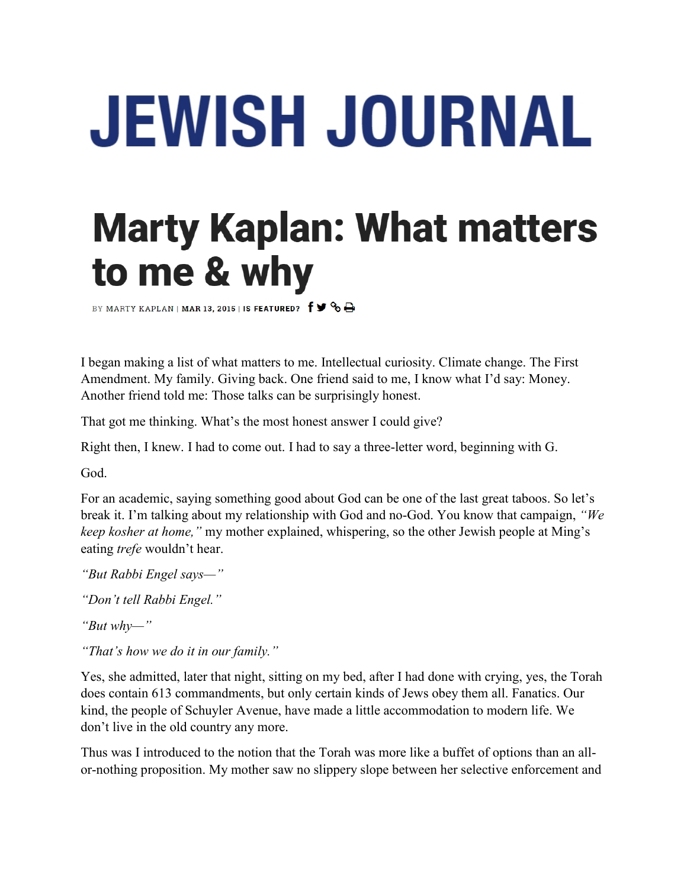# JEWISH JOURNAL

## Marty Kaplan: What matters to me & why

BY MARTY KAPLAN | MAR 13, 2015 | IS FEATURED?

I began making a list of what matters to me. Intellectual curiosity. Climate change. The First Amendment. My family. Giving back. One friend said to me, I know what I'd say: Money. Another friend told me: Those talks can be surprisingly honest.

That got me thinking. What's the most honest answer I could give?

Right then, I knew. I had to come out. I had to say a three-letter word, beginning with G.

God.

For an academic, saying something good about God can be one of the last great taboos. So let's break it. I'm talking about my relationship with God and no-God. You know that campaign, *"We keep kosher at home,"* my mother explained, whispering, so the other Jewish people at Ming's eating *trefe* wouldn't hear.

*"But Rabbi Engel says—"*

*"Don't tell Rabbi Engel."*

*"But why—"*

*"That's how we do it in our family."*

Yes, she admitted, later that night, sitting on my bed, after I had done with crying, yes, the Torah does contain 613 commandments, but only certain kinds of Jews obey them all. Fanatics. Our kind, the people of Schuyler Avenue, have made a little accommodation to modern life. We don't live in the old country any more.

Thus was I introduced to the notion that the Torah was more like a buffet of options than an all-or-nothing proposition. My mother saw no slippery slope between her selective enforcement and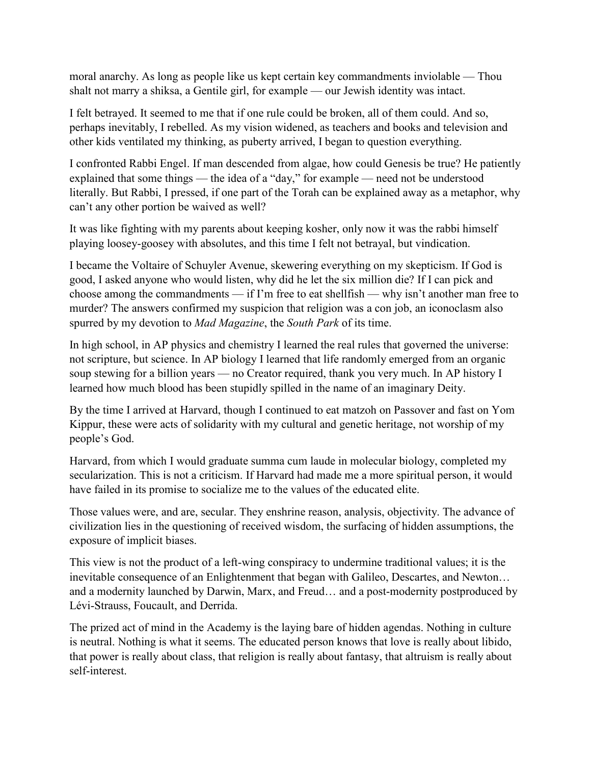moral anarchy. As long as people like us kept certain key commandments inviolable — Thou shalt not marry a shiksa, a Gentile girl, for example — our Jewish identity was intact.

I felt betrayed. It seemed to me that if one rule could be broken, all of them could. And so, perhaps inevitably, I rebelled. As my vision widened, as teachers and books and television and other kids ventilated my thinking, as puberty arrived, I began to question everything.

I confronted Rabbi Engel. If man descended from algae, how could Genesis be true? He patiently explained that some things — the idea of a "day," for example — need not be understood literally. But Rabbi, I pressed, if one part of the Torah can be explained away as a metaphor, why can't any other portion be waived as well?

It was like fighting with my parents about keeping kosher, only now it was the rabbi himself playing loosey-goosey with absolutes, and this time I felt not betrayal, but vindication.

I became the Voltaire of Schuyler Avenue, skewering everything on my skepticism. If God is good, I asked anyone who would listen, why did he let the six million die? If I can pick and choose among the commandments — if I'm free to eat shellfish — why isn't another man free to murder? The answers confirmed my suspicion that religion was a con job, an iconoclasm also spurred by my devotion to *Mad Magazine*, the *South Park* of its time.

In high school, in AP physics and chemistry I learned the real rules that governed the universe: not scripture, but science. In AP biology I learned that life randomly emerged from an organic soup stewing for a billion years — no Creator required, thank you very much. In AP history I learned how much blood has been stupidly spilled in the name of an imaginary Deity.

By the time I arrived at Harvard, though I continued to eat matzoh on Passover and fast on Yom Kippur, these were acts of solidarity with my cultural and genetic heritage, not worship of my people's God.

Harvard, from which I would graduate summa cum laude in molecular biology, completed my secularization. This is not a criticism. If Harvard had made me a more spiritual person, it would have failed in its promise to socialize me to the values of the educated elite.

Those values were, and are, secular. They enshrine reason, analysis, objectivity. The advance of civilization lies in the questioning of received wisdom, the surfacing of hidden assumptions, the exposure of implicit biases.

This view is not the product of a left-wing conspiracy to undermine traditional values; it is the inevitable consequence of an Enlightenment that began with Galileo, Descartes, and Newton… and a modernity launched by Darwin, Marx, and Freud… and a post-modernity postproduced by Lévi-Strauss, Foucault, and Derrida.

The prized act of mind in the Academy is the laying bare of hidden agendas. Nothing in culture is neutral. Nothing is what it seems. The educated person knows that love is really about libido, that power is really about class, that religion is really about fantasy, that altruism is really about self-interest.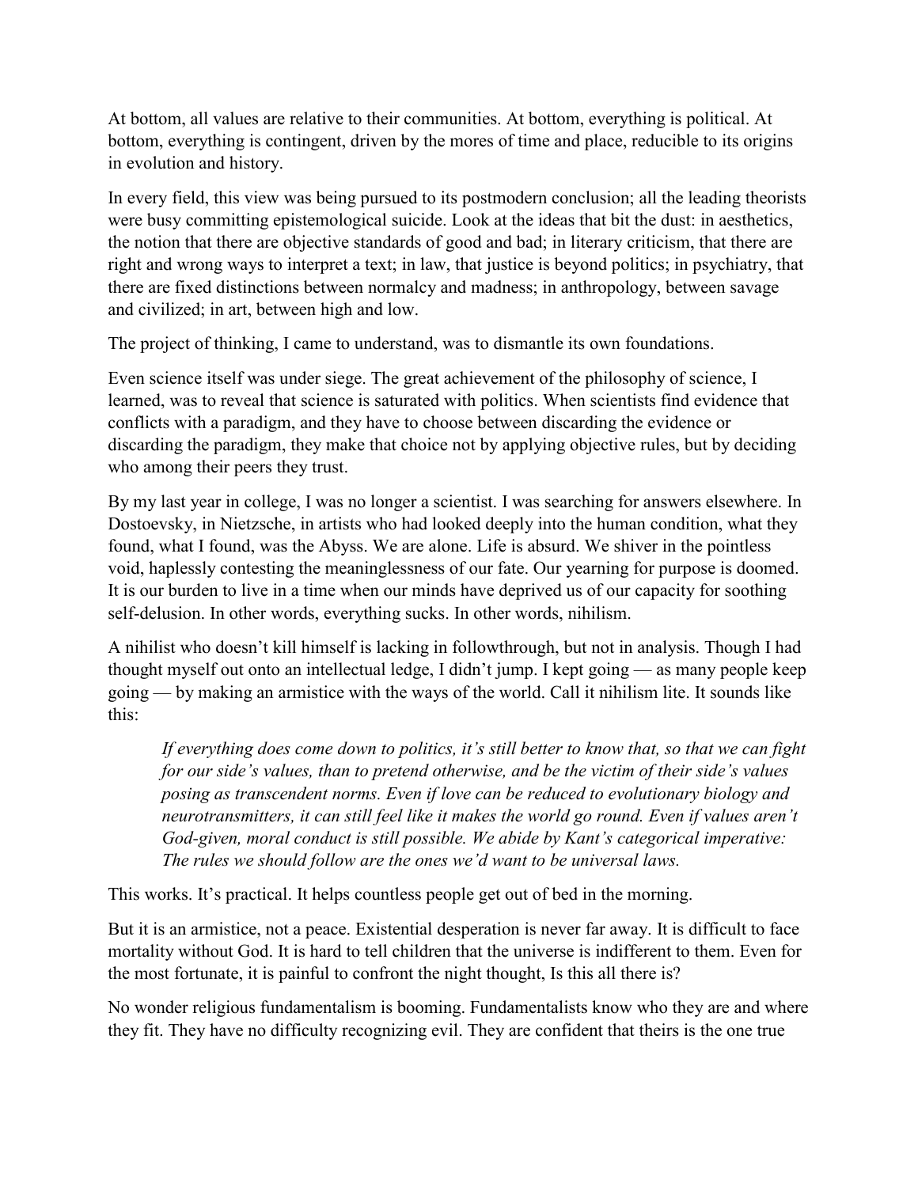At bottom, all values are relative to their communities. At bottom, everything is political. At bottom, everything is contingent, driven by the mores of time and place, reducible to its origins in evolution and history.

In every field, this view was being pursued to its postmodern conclusion; all the leading theorists were busy committing epistemological suicide. Look at the ideas that bit the dust: in aesthetics, the notion that there are objective standards of good and bad; in literary criticism, that there are right and wrong ways to interpret a text; in law, that justice is beyond politics; in psychiatry, that there are fixed distinctions between normalcy and madness; in anthropology, between savage and civilized; in art, between high and low.

The project of thinking, I came to understand, was to dismantle its own foundations.

Even science itself was under siege. The great achievement of the philosophy of science, I learned, was to reveal that science is saturated with politics. When scientists find evidence that conflicts with a paradigm, and they have to choose between discarding the evidence or discarding the paradigm, they make that choice not by applying objective rules, but by deciding who among their peers they trust.

By my last year in college, I was no longer a scientist. I was searching for answers elsewhere. In Dostoevsky, in Nietzsche, in artists who had looked deeply into the human condition, what they found, what I found, was the Abyss. We are alone. Life is absurd. We shiver in the pointless void, haplessly contesting the meaninglessness of our fate. Our yearning for purpose is doomed. It is our burden to live in a time when our minds have deprived us of our capacity for soothing self-delusion. In other words, everything sucks. In other words, nihilism.

A nihilist who doesn't kill himself is lacking in followthrough, but not in analysis. Though I had thought myself out onto an intellectual ledge, I didn't jump. I kept going — as many people keep going — by making an armistice with the ways of the world. Call it nihilism lite. It sounds like this:

> *If everything does come down to politics, it's still better to know that, so that we can fight for our side's values, than to pretend otherwise, and be the victim of their side's values posing as transcendent norms. Even if love can be reduced to evolutionary biology and neurotransmitters, it can still feel like it makes the world go round. Even if values aren't God-given, moral conduct is still possible. We abide by Kant's categorical imperative: The rules we should follow are the ones we'd want to be universal laws.*

This works. It's practical. It helps countless people get out of bed in the morning.

But it is an armistice, not a peace. Existential desperation is never far away. It is difficult to face mortality without God. It is hard to tell children that the universe is indifferent to them. Even for the most fortunate, it is painful to confront the night thought, Is this all there is?

No wonder religious fundamentalism is booming. Fundamentalists know who they are and where they fit. They have no difficulty recognizing evil. They are confident that theirs is the one true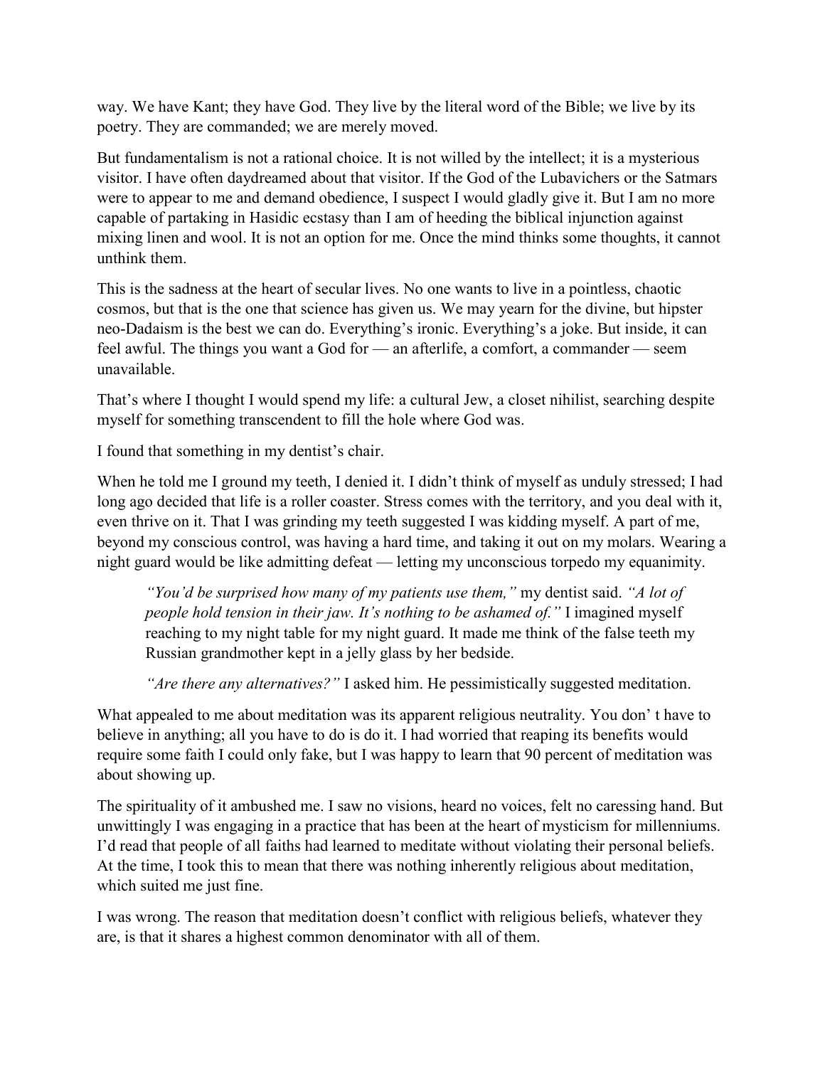way. We have Kant; they have God. They live by the literal word of the Bible; we live by its poetry. They are commanded; we are merely moved.

But fundamentalism is not a rational choice. It is not willed by the intellect; it is a mysterious visitor. I have often daydreamed about that visitor. If the God of the Lubavichers or the Satmars were to appear to me and demand obedience, I suspect I would gladly give it. But I am no more capable of partaking in Hasidic ecstasy than I am of heeding the biblical injunction against mixing linen and wool. It is not an option for me. Once the mind thinks some thoughts, it cannot unthink them.

This is the sadness at the heart of secular lives. No one wants to live in a pointless, chaotic cosmos, but that is the one that science has given us. We may yearn for the divine, but hipster neo-Dadaism is the best we can do. Everything's ironic. Everything's a joke. But inside, it can feel awful. The things you want a God for — an afterlife, a comfort, a commander — seem unavailable.

That's where I thought I would spend my life: a cultural Jew, a closet nihilist, searching despite myself for something transcendent to fill the hole where God was.

I found that something in my dentist's chair.

When he told me I ground my teeth, I denied it. I didn't think of myself as unduly stressed; I had long ago decided that life is a roller coaster. Stress comes with the territory, and you deal with it, even thrive on it. That I was grinding my teeth suggested I was kidding myself. A part of me, beyond my conscious control, was having a hard time, and taking it out on my molars. Wearing a night guard would be like admitting defeat — letting my unconscious torpedo my equanimity.

> *"You'd be surprised how many of my patients use them,"* my dentist said. *"A lot of people hold tension in their jaw. It's nothing to be ashamed of."* I imagined myself reaching to my night table for my night guard. It made me think of the false teeth my Russian grandmother kept in a jelly glass by her bedside.
>
> *"Are there any alternatives?"* I asked him. He pessimistically suggested meditation.

What appealed to me about meditation was its apparent religious neutrality. You don' t have to believe in anything; all you have to do is do it. I had worried that reaping its benefits would require some faith I could only fake, but I was happy to learn that 90 percent of meditation was about showing up.

The spirituality of it ambushed me. I saw no visions, heard no voices, felt no caressing hand. But unwittingly I was engaging in a practice that has been at the heart of mysticism for millenniums. I'd read that people of all faiths had learned to meditate without violating their personal beliefs. At the time, I took this to mean that there was nothing inherently religious about meditation, which suited me just fine.

I was wrong. The reason that meditation doesn't conflict with religious beliefs, whatever they are, is that it shares a highest common denominator with all of them.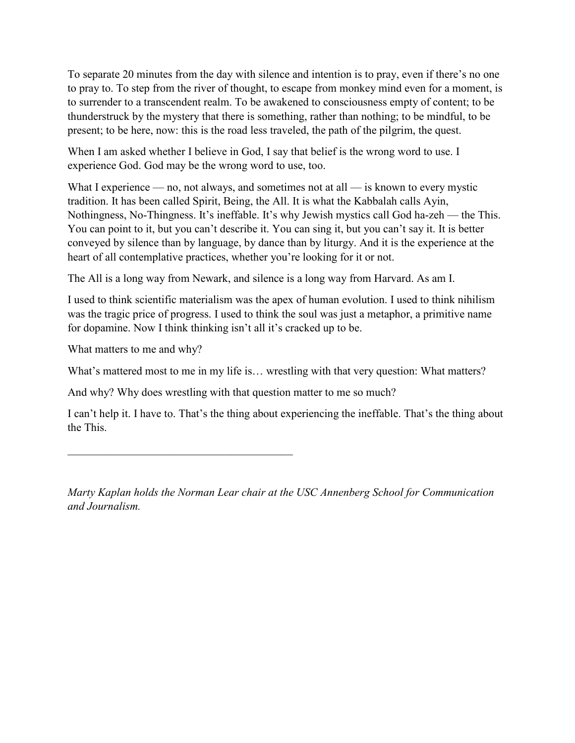To separate 20 minutes from the day with silence and intention is to pray, even if there's no one to pray to. To step from the river of thought, to escape from monkey mind even for a moment, is to surrender to a transcendent realm. To be awakened to consciousness empty of content; to be thunderstruck by the mystery that there is something, rather than nothing; to be mindful, to be present; to be here, now: this is the road less traveled, the path of the pilgrim, the quest.

When I am asked whether I believe in God, I say that belief is the wrong word to use. I experience God. God may be the wrong word to use, too.

What I experience — no, not always, and sometimes not at all — is known to every mystic tradition. It has been called Spirit, Being, the All. It is what the Kabbalah calls Ayin, Nothingness, No-Thingness. It's ineffable. It's why Jewish mystics call God ha-zeh — the This. You can point to it, but you can't describe it. You can sing it, but you can't say it. It is better conveyed by silence than by language, by dance than by liturgy. And it is the experience at the heart of all contemplative practices, whether you're looking for it or not.

The All is a long way from Newark, and silence is a long way from Harvard. As am I.

I used to think scientific materialism was the apex of human evolution. I used to think nihilism was the tragic price of progress. I used to think the soul was just a metaphor, a primitive name for dopamine. Now I think thinking isn't all it's cracked up to be.

What matters to me and why?

What's mattered most to me in my life is… wrestling with that very question: What matters?

And why? Why does wrestling with that question matter to me so much?

I can't help it. I have to. That's the thing about experiencing the ineffable. That's the thing about the This.

---

*Marty Kaplan holds the Norman Lear chair at the USC Annenberg School for Communication and Journalism.*